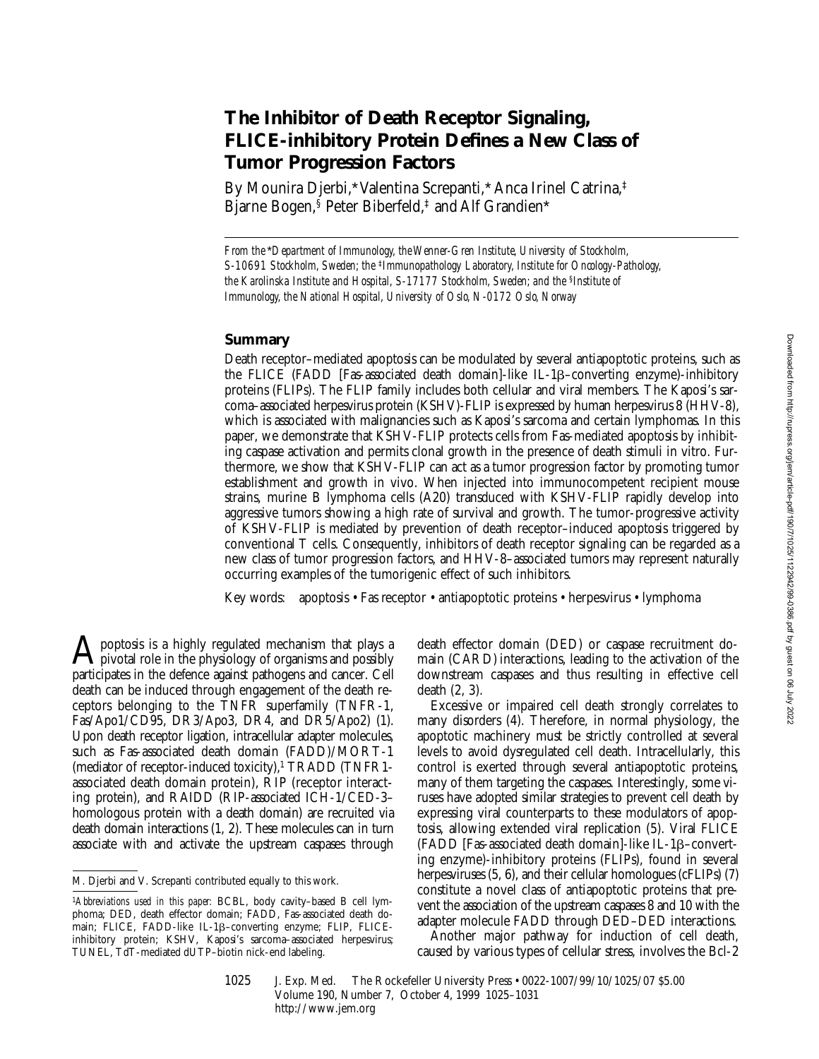# The Inhibitor of Death Receptor Signaling, FLICE-inhibitory Protein Defines a New Class of Tumor Progression Factors

By Mounira Djerbi,* Valentina Screpanti,* Anca Irinel Catrina,‡ Bjarne Bogen,§ Peter Biberfeld,‡ and Alf Grandien*

*From the \*Department of Immunology, the Wenner-Gren Institute, University of Stockholm, S-10691 Stockholm, Sweden; the ‡Immunopathology Laboratory, Institute for Oncology-Pathology, the Karolinska Institute and Hospital, S-17177 Stockholm, Sweden; and the §Institute of Immunology, the National Hospital, University of Oslo, N-0172 Oslo, Norway*

## Summary

Death receptor–mediated apoptosis can be modulated by several antiapoptotic proteins, such as the FLICE (FADD [Fas-associated death domain]-like IL-1β–converting enzyme)-inhibitory proteins (FLIPs). The FLIP family includes both cellular and viral members. The Kaposi's sarcoma–associated herpesvirus protein (KSHV)-FLIP is expressed by human herpesvirus 8 (HHV-8), which is associated with malignancies such as Kaposi's sarcoma and certain lymphomas. In this paper, we demonstrate that KSHV-FLIP protects cells from Fas-mediated apoptosis by inhibiting caspase activation and permits clonal growth in the presence of death stimuli in vitro. Furthermore, we show that KSHV-FLIP can act as a tumor progression factor by promoting tumor establishment and growth in vivo. When injected into immunocompetent recipient mouse strains, murine B lymphoma cells (A20) transduced with KSHV-FLIP rapidly develop into aggressive tumors showing a high rate of survival and growth. The tumor-progressive activity of KSHV-FLIP is mediated by prevention of death receptor–induced apoptosis triggered by conventional T cells. Consequently, inhibitors of death receptor signaling can be regarded as a new class of tumor progression factors, and HHV-8–associated tumors may represent naturally occurring examples of the tumorigenic effect of such inhibitors.

Key words: apoptosis • Fas receptor • antiapoptotic proteins • herpesvirus • lymphoma

Apoptosis is a highly regulated mechanism that plays a pivotal role in the physiology of organisms and possibly participates in the defence against pathogens and cancer. Cell death can be induced through engagement of the death receptors belonging to the TNFR superfamily (TNFR-1, Fas/Apo1/CD95, DR3/Apo3, DR4, and DR5/Apo2) (1). Upon death receptor ligation, intracellular adapter molecules, such as Fas-associated death domain (FADD)/MORT-1 (mediator of receptor-induced toxicity),[1] TRADD (TNFR1-associated death domain protein), RIP (receptor interacting protein), and RAIDD (RIP-associated ICH-1/CED-3–homologous protein with a death domain) are recruited via death domain interactions (1, 2). These molecules can in turn associate with and activate the upstream caspases through death effector domain (DED) or caspase recruitment domain (CARD) interactions, leading to the activation of the downstream caspases and thus resulting in effective cell death (2, 3).

Excessive or impaired cell death strongly correlates to many disorders (4). Therefore, in normal physiology, the apoptotic machinery must be strictly controlled at several levels to avoid dysregulated cell death. Intracellularly, this control is exerted through several antiapoptotic proteins, many of them targeting the caspases. Interestingly, some viruses have adopted similar strategies to prevent cell death by expressing viral counterparts to these modulators of apoptosis, allowing extended viral replication (5). Viral FLICE (FADD [Fas-associated death domain]-like IL-1β–converting enzyme)-inhibitory proteins (FLIPs), found in several herpesviruses (5, 6), and their cellular homologues (cFLIPs) (7) constitute a novel class of antiapoptotic proteins that prevent the association of the upstream caspases 8 and 10 with the adapter molecule FADD through DED–DED interactions.

Another major pathway for induction of cell death, caused by various types of cellular stress, involves the Bcl-2

M. Djerbi and V. Screpanti contributed equally to this work.

[1]*Abbreviations used in this paper:* BCBL, body cavity–based B cell lymphoma; DED, death effector domain; FADD, Fas-associated death domain; FLICE, FADD-like IL-1β–converting enzyme; FLIP, FLICE-inhibitory protein; KSHV, Kaposi's sarcoma–associated herpesvirus; TUNEL, TdT-mediated dUTP–biotin nick-end labeling.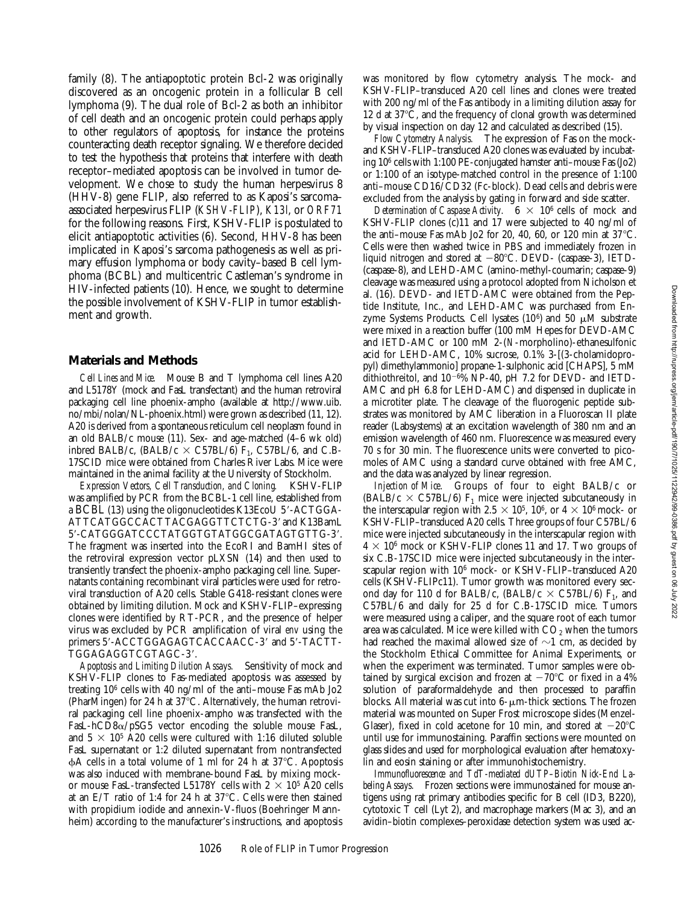family (8). The antiapoptotic protein Bcl-2 was originally discovered as an oncogenic protein in a follicular B cell lymphoma (9). The dual role of Bcl-2 as both an inhibitor of cell death and an oncogenic protein could perhaps apply to other regulators of apoptosis, for instance the proteins counteracting death receptor signaling. We therefore decided to test the hypothesis that proteins that interfere with death receptor–mediated apoptosis can be involved in tumor development. We chose to study the human herpesvirus 8 (HHV-8) gene FLIP, also referred to as Kaposi's sarcoma–associated herpesvirus FLIP (*KSHV-FLIP*), *K13l*, or *ORF71* for the following reasons. First, KSHV-FLIP is postulated to elicit antiapoptotic activities (6). Second, HHV-8 has been implicated in Kaposi's sarcoma pathogenesis as well as primary effusion lymphoma or body cavity–based B cell lymphoma (BCBL) and multicentric Castleman's syndrome in HIV-infected patients (10). Hence, we sought to determine the possible involvement of KSHV-FLIP in tumor establishment and growth.

## Materials and Methods

*Cell Lines and Mice.* Mouse B and T lymphoma cell lines A20 and L5178Y (mock and FasL transfectant) and the human retroviral packaging cell line phoenix-ampho (available at http://www.uib.no/mbi/nolan/NL-phoenix.html) were grown as described (11, 12). A20 is derived from a spontaneous reticulum cell neoplasm found in an old BALB/c mouse (11). Sex- and age-matched (4–6 wk old) inbred BALB/c, (BALB/c × C57BL/6) $F_1$, C57BL/6, and C.B-17SCID mice were obtained from Charles River Labs. Mice were maintained in the animal facility at the University of Stockholm.

*Expression Vectors, Cell Transduction, and Cloning.* KSHV-FLIP was amplified by PCR from the BCBL-1 cell line, established from a BCBL (13) using the oligonucleotides K13EcoU 5′-ACTGGAATTCATGGCCACTTACGAGGTTCTCTG-3′ and K13BamL 5′-CATGGGATCCCTATGGTGTATGGCGATAGTGTTG-3′. The fragment was inserted into the EcoRI and BamHI sites of the retroviral expression vector pLXSN (14) and then used to transiently transfect the phoenix-ampho packaging cell line. Supernatants containing recombinant viral particles were used for retroviral transduction of A20 cells. Stable G418-resistant clones were obtained by limiting dilution. Mock and KSHV-FLIP–expressing clones were identified by RT-PCR, and the presence of helper virus was excluded by PCR amplification of viral *env* using the primers 5′-ACCTGGAGAGTCACCAACC-3′ and 5′-TACTTTGGAGAGGTCGTAGC-3′.

*Apoptosis and Limiting Dilution Assays.* Sensitivity of mock and KSHV-FLIP clones to Fas-mediated apoptosis was assessed by treating $10^6$ cells with 40 ng/ml of the anti–mouse Fas mAb Jo2 (PharMingen) for 24 h at 37°C. Alternatively, the human retroviral packaging cell line phoenix-ampho was transfected with the FasL-hCD8α/pSG5 vector encoding the soluble mouse FasL, and $5 \times 10^5$ A20 cells were cultured with 1:16 diluted soluble FasL supernatant or 1:2 diluted supernatant from nontransfected ΦA cells in a total volume of 1 ml for 24 h at 37°C. Apoptosis was also induced with membrane-bound FasL by mixing mock- or mouse FasL-transfected L5178Y cells with $2 \times 10^5$ A20 cells at an E/T ratio of 1:4 for 24 h at 37°C. Cells were then stained with propidium iodide and annexin-V-fluos (Boehringer Mannheim) according to the manufacturer's instructions, and apoptosis was monitored by flow cytometry analysis. The mock- and KSHV-FLIP–transduced A20 cell lines and clones were treated with 200 ng/ml of the Fas antibody in a limiting dilution assay for 12 d at 37°C, and the frequency of clonal growth was determined by visual inspection on day 12 and calculated as described (15).

*Flow Cytometry Analysis.* The expression of Fas on the mock- and KSHV-FLIP–transduced A20 clones was evaluated by incubating $10^6$ cells with 1:100 PE-conjugated hamster anti–mouse Fas (Jo2) or 1:100 of an isotype-matched control in the presence of 1:100 anti–mouse CD16/CD32 (Fc-block). Dead cells and debris were excluded from the analysis by gating in forward and side scatter.

*Determination of Caspase Activity.* $6 \times 10^6$ cells of mock and KSHV-FLIP clones (c)11 and 17 were subjected to 40 ng/ml of the anti–mouse Fas mAb Jo2 for 20, 40, 60, or 120 min at 37°C. Cells were then washed twice in PBS and immediately frozen in liquid nitrogen and stored at −80°C. DEVD- (caspase-3), IETD- (caspase-8), and LEHD-AMC (amino-methyl-coumarin; caspase-9) cleavage was measured using a protocol adopted from Nicholson et al. (16). DEVD- and IETD-AMC were obtained from the Peptide Institute, Inc., and LEHD-AMC was purchased from Enzyme Systems Products. Cell lysates ($10^6$) and 50 μM substrate were mixed in a reaction buffer (100 mM Hepes for DEVD-AMC and IETD-AMC or 100 mM 2-(*N*-morpholino)-ethanesulfonic acid for LEHD-AMC, 10% sucrose, 0.1% 3-[(3-cholamidopropyl) dimethylammonio] propane-1-sulphonic acid [CHAPS], 5 mM dithiothreitol, and $10^{-6}$% NP-40, pH 7.2 for DEVD- and IETD-AMC and pH 6.8 for LEHD-AMC) and dispensed in duplicate in a microtiter plate. The cleavage of the fluorogenic peptide substrates was monitored by AMC liberation in a Fluoroscan II plate reader (Labsystems) at an excitation wavelength of 380 nm and an emission wavelength of 460 nm. Fluorescence was measured every 70 s for 30 min. The fluorescence units were converted to picomoles of AMC using a standard curve obtained with free AMC, and the data was analyzed by linear regression.

*Injection of Mice.* Groups of four to eight BALB/c or (BALB/c × C57BL/6) $F_1$ mice were injected subcutaneously in the interscapular region with $2.5 \times 10^5$, $10^6$, or $4 \times 10^6$ mock- or KSHV-FLIP–transduced A20 cells. Three groups of four C57BL/6 mice were injected subcutaneously in the interscapular region with $4 \times 10^6$ mock or KSHV-FLIP clones 11 and 17. Two groups of six C.B-17SCID mice were injected subcutaneously in the interscapular region with $10^6$ mock- or KSHV-FLIP–transduced A20 cells (KSHV-FLIPc11). Tumor growth was monitored every second day for 110 d for BALB/c, (BALB/c × C57BL/6) $F_1$, and C57BL/6 and daily for 25 d for C.B-17SCID mice. Tumors were measured using a caliper, and the square root of each tumor area was calculated. Mice were killed with $CO_2$ when the tumors had reached the maximal allowed size of ~1 cm, as decided by the Stockholm Ethical Committee for Animal Experiments, or when the experiment was terminated. Tumor samples were obtained by surgical excision and frozen at −70°C or fixed in a 4% solution of paraformaldehyde and then processed to paraffin blocks. All material was cut into 6-μm-thick sections. The frozen material was mounted on Super Frost microscope slides (Menzel-Glaser), fixed in cold acetone for 10 min, and stored at −20°C until use for immunostaining. Paraffin sections were mounted on glass slides and used for morphological evaluation after hematoxylin and eosin staining or after immunohistochemistry.

*Immunofluorescence and TdT-mediated dUTP–Biotin Nick-End Labeling Assays.* Frozen sections were immunostained for mouse antigens using rat primary antibodies specific for B cell (ID3, B220), cytotoxic T cell (Lyt 2), and macrophage markers (Mac 3), and an avidin–biotin complexes–peroxidase detection system was used ac-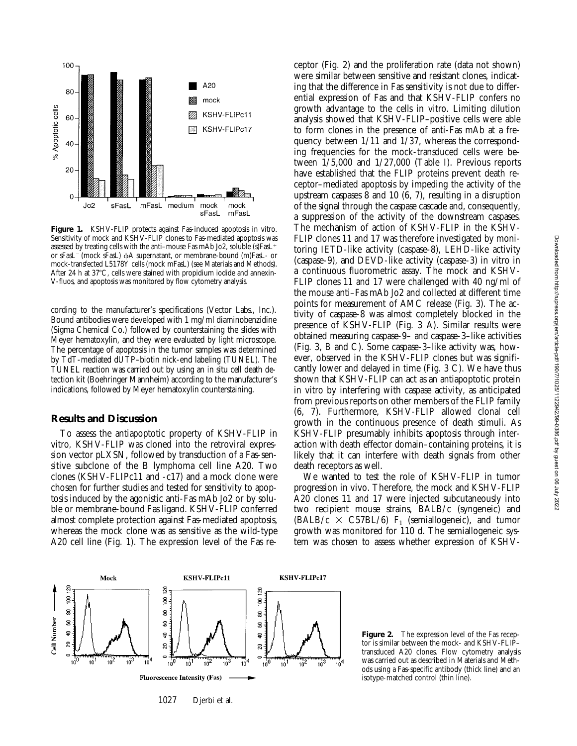**Figure 1.** KSHV-FLIP protects against Fas-induced apoptosis in vitro. Sensitivity of mock and KSHV-FLIP clones to Fas-mediated apoptosis was assessed by treating cells with the anti–mouse Fas mAb Jo2, soluble (s)FasL$^{+}$ or sFasL$^{-}$ (mock sFasL) ϕA supernatant, or membrane-bound (m)FasL- or mock-transfected L5178Y cells (mock mFasL) (see Materials and Methods). After 24 h at 37°C, cells were stained with propidium iodide and annexin-V-fluos, and apoptosis was monitored by flow cytometry analysis.

cording to the manufacturer's specifications (Vector Labs., Inc.). Bound antibodies were developed with 1 mg/ml diaminobenzidine (Sigma Chemical Co.) followed by counterstaining the slides with Meyer hematoxylin, and they were evaluated by light microscope. The percentage of apoptosis in the tumor samples was determined by TdT-mediated dUTP–biotin nick-end labeling (TUNEL). The TUNEL reaction was carried out by using an in situ cell death detection kit (Boehringer Mannheim) according to the manufacturer's indications, followed by Meyer hematoxylin counterstaining.

## Results and Discussion

To assess the antiapoptotic property of KSHV-FLIP in vitro, KSHV-FLIP was cloned into the retroviral expression vector pLXSN, followed by transduction of a Fas-sensitive subclone of the B lymphoma cell line A20. Two clones (KSHV-FLIPc11 and -c17) and a mock clone were chosen for further studies and tested for sensitivity to apoptosis induced by the agonistic anti-Fas mAb Jo2 or by soluble or membrane-bound Fas ligand. KSHV-FLIP conferred almost complete protection against Fas-mediated apoptosis, whereas the mock clone was as sensitive as the wild-type A20 cell line (Fig. 1). The expression level of the Fas receptor (Fig. 2) and the proliferation rate (data not shown) were similar between sensitive and resistant clones, indicating that the difference in Fas sensitivity is not due to differential expression of Fas and that KSHV-FLIP confers no growth advantage to the cells in vitro. Limiting dilution analysis showed that KSHV-FLIP–positive cells were able to form clones in the presence of anti-Fas mAb at a frequency between 1/11 and 1/37, whereas the corresponding frequencies for the mock-transduced cells were between 1/5,000 and 1/27,000 (Table I). Previous reports have established that the FLIP proteins prevent death receptor–mediated apoptosis by impeding the activity of the upstream caspases 8 and 10 (6, 7), resulting in a disruption of the signal through the caspase cascade and, consequently, a suppression of the activity of the downstream caspases. The mechanism of action of KSHV-FLIP in the KSHV-FLIP clones 11 and 17 was therefore investigated by monitoring IETD-like activity (caspase-8), LEHD-like activity (caspase-9), and DEVD-like activity (caspase-3) in vitro in a continuous fluorometric assay. The mock and KSHV-FLIP clones 11 and 17 were challenged with 40 ng/ml of the mouse anti–Fas mAb Jo2 and collected at different time points for measurement of AMC release (Fig. 3). The activity of caspase-8 was almost completely blocked in the presence of KSHV-FLIP (Fig. 3 A). Similar results were obtained measuring caspase-9– and caspase-3–like activities (Fig. 3, B and C). Some caspase-3–like activity was, however, observed in the KSHV-FLIP clones but was significantly lower and delayed in time (Fig. 3 C). We have thus shown that KSHV-FLIP can act as an antiapoptotic protein in vitro by interfering with caspase activity, as anticipated from previous reports on other members of the FLIP family (6, 7). Furthermore, KSHV-FLIP allowed clonal cell growth in the continuous presence of death stimuli. As KSHV-FLIP presumably inhibits apoptosis through interaction with death effector domain–containing proteins, it is likely that it can interfere with death signals from other death receptors as well.

We wanted to test the role of KSHV-FLIP in tumor progression in vivo. Therefore, the mock and KSHV-FLIP A20 clones 11 and 17 were injected subcutaneously into two recipient mouse strains, BALB/c (syngeneic) and (BALB/c × C57BL/6) $F_1$ (semiallogeneic), and tumor growth was monitored for 110 d. The semiallogeneic system was chosen to assess whether expression of KSHV-

**Figure 2.** The expression level of the Fas receptor is similar between the mock- and KSHV-FLIP–transduced A20 clones. Flow cytometry analysis was carried out as described in Materials and Methods using a Fas-specific antibody (thick line) and an isotype-matched control (thin line).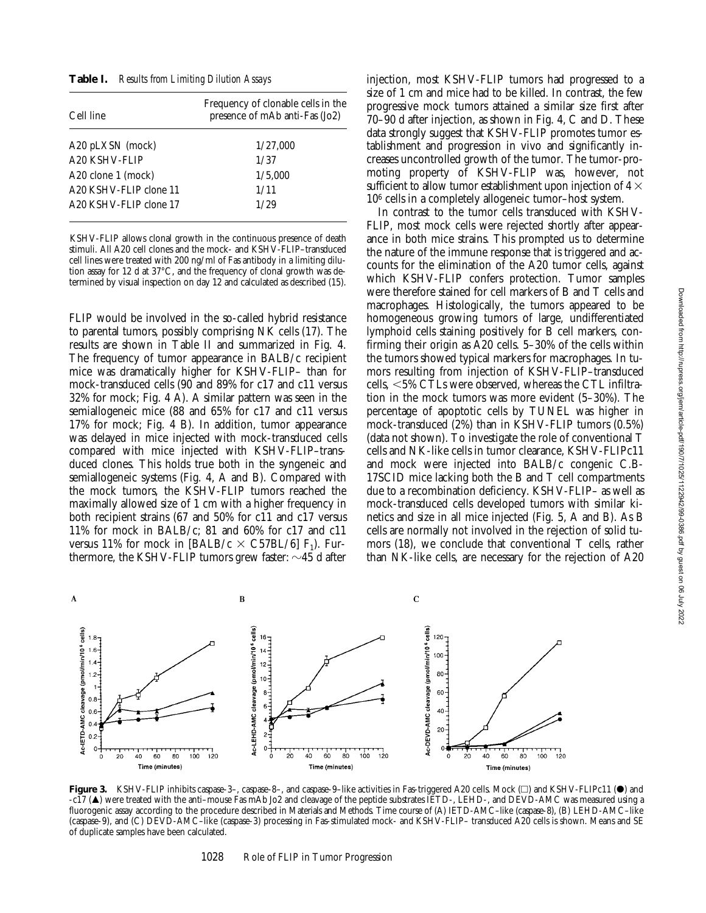**Table I.** *Results from Limiting Dilution Assays*

| Cell line | Frequency of clonable cells in the presence of mAb anti-Fas (Jo2) |
|---|---|
| A20 pLXSN (mock) | 1/27,000 |
| A20 KSHV-FLIP | 1/37 |
| A20 clone 1 (mock) | 1/5,000 |
| A20 KSHV-FLIP clone 11 | 1/11 |
| A20 KSHV-FLIP clone 17 | 1/29 |

KSHV-FLIP allows clonal growth in the continuous presence of death stimuli. All A20 cell clones and the mock- and KSHV-FLIP–transduced cell lines were treated with 200 ng/ml of Fas antibody in a limiting dilution assay for 12 d at 37°C, and the frequency of clonal growth was determined by visual inspection on day 12 and calculated as described (15).

FLIP would be involved in the so-called hybrid resistance to parental tumors, possibly comprising NK cells (17). The results are shown in Table II and summarized in Fig. 4. The frequency of tumor appearance in BALB/c recipient mice was dramatically higher for KSHV-FLIP– than for mock-transduced cells (90 and 89% for c17 and c11 versus 32% for mock; Fig. 4 A). A similar pattern was seen in the semiallogeneic mice (88 and 65% for c17 and c11 versus 17% for mock; Fig. 4 B). In addition, tumor appearance was delayed in mice injected with mock-transduced cells compared with mice injected with KSHV-FLIP–transduced clones. This holds true both in the syngeneic and semiallogeneic systems (Fig. 4, A and B). Compared with the mock tumors, the KSHV-FLIP tumors reached the maximally allowed size of 1 cm with a higher frequency in both recipient strains (67 and 50% for c11 and c17 versus 11% for mock in BALB/c; 81 and 60% for c17 and c11 versus 11% for mock in [BALB/c × C57BL/6] $F_1$). Furthermore, the KSHV-FLIP tumors grew faster: ~45 d after injection, most KSHV-FLIP tumors had progressed to a size of 1 cm and mice had to be killed. In contrast, the few progressive mock tumors attained a similar size first after 70–90 d after injection, as shown in Fig. 4, C and D. These data strongly suggest that KSHV-FLIP promotes tumor establishment and progression in vivo and significantly increases uncontrolled growth of the tumor. The tumor-promoting property of KSHV-FLIP was, however, not sufficient to allow tumor establishment upon injection of $4 \times 10^6$ cells in a completely allogeneic tumor–host system.

In contrast to the tumor cells transduced with KSHV-FLIP, most mock cells were rejected shortly after appearance in both mice strains. This prompted us to determine the nature of the immune response that is triggered and accounts for the elimination of the A20 tumor cells, against which KSHV-FLIP confers protection. Tumor samples were therefore stained for cell markers of B and T cells and macrophages. Histologically, the tumors appeared to be homogeneous growing tumors of large, undifferentiated lymphoid cells staining positively for B cell markers, confirming their origin as A20 cells. 5–30% of the cells within the tumors showed typical markers for macrophages. In tumors resulting from injection of KSHV-FLIP–transduced cells, <5% CTLs were observed, whereas the CTL infiltration in the mock tumors was more evident (5–30%). The percentage of apoptotic cells by TUNEL was higher in mock-transduced (2%) than in KSHV-FLIP tumors (0.5%) (data not shown). To investigate the role of conventional T cells and NK-like cells in tumor clearance, KSHV-FLIPc11 and mock were injected into BALB/c congenic C.B-17SCID mice lacking both the B and T cell compartments due to a recombination deficiency. KSHV-FLIP– as well as mock-transduced cells developed tumors with similar kinetics and size in all mice injected (Fig. 5, A and B). As B cells are normally not involved in the rejection of solid tumors (18), we conclude that conventional T cells, rather than NK-like cells, are necessary for the rejection of A20

**Figure 3.** KSHV-FLIP inhibits caspase-3–, caspase-8–, and caspase-9–like activities in Fas-triggered A20 cells. Mock (□) and KSHV-FLIPc11 (●) and -c17 (▲) were treated with the anti–mouse Fas mAb Jo2 and cleavage of the peptide substrates IETD-, LEHD-, and DEVD-AMC was measured using a fluorogenic assay according to the procedure described in Materials and Methods. Time course of (A) IETD-AMC–like (caspase-8), (B) LEHD-AMC–like (caspase-9), and (C) DEVD-AMC–like (caspase-3) processing in Fas-stimulated mock- and KSHV-FLIP– transduced A20 cells is shown. Means and SE of duplicate samples have been calculated.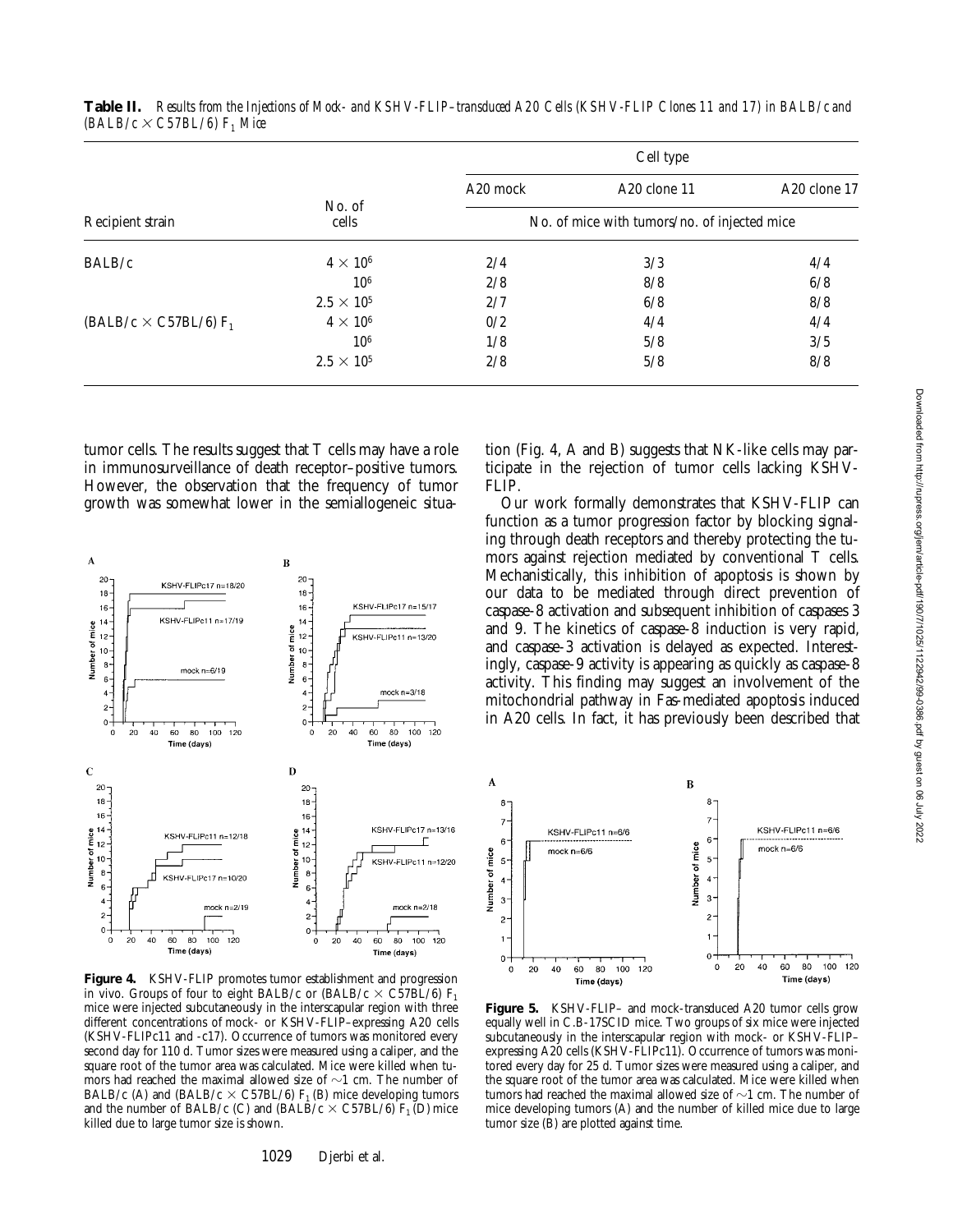**Table II.** *Results from the Injections of Mock- and KSHV-FLIP–transduced A20 Cells (KSHV-FLIP Clones 11 and 17) in BALB/c and (BALB/c × C57BL/6) $F_1$ Mice*

| Recipient strain | No. of cells | A20 mock | A20 clone 11 | A20 clone 17 |
|---|---|---|---|---|
| | | No. of mice with tumors/no. of injected mice | | |
| BALB/c | $4 \times 10^6$ | 2/4 | 3/3 | 4/4 |
| | $10^6$ | 2/8 | 8/8 | 6/8 |
| | $2.5 \times 10^5$ | 2/7 | 6/8 | 8/8 |
| (BALB/c × C57BL/6) $F_1$ | $4 \times 10^6$ | 0/2 | 4/4 | 4/4 |
| | $10^6$ | 1/8 | 5/8 | 3/5 |
| | $2.5 \times 10^5$ | 2/8 | 5/8 | 8/8 |

tumor cells. The results suggest that T cells may have a role in immunosurveillance of death receptor–positive tumors. However, the observation that the frequency of tumor growth was somewhat lower in the semiallogeneic situation (Fig. 4, A and B) suggests that NK-like cells may participate in the rejection of tumor cells lacking KSHV-FLIP.

Our work formally demonstrates that KSHV-FLIP can function as a tumor progression factor by blocking signaling through death receptors and thereby protecting the tumors against rejection mediated by conventional T cells. Mechanistically, this inhibition of apoptosis is shown by our data to be mediated through direct prevention of caspase-8 activation and subsequent inhibition of caspases 3 and 9. The kinetics of caspase-8 induction is very rapid, and caspase-3 activation is delayed as expected. Interestingly, caspase-9 activity is appearing as quickly as caspase-8 activity. This finding may suggest an involvement of the mitochondrial pathway in Fas-mediated apoptosis induced in A20 cells. In fact, it has previously been described that

**Figure 4.** KSHV-FLIP promotes tumor establishment and progression in vivo. Groups of four to eight BALB/c or (BALB/c × C57BL/6) $F_1$ mice were injected subcutaneously in the interscapular region with three different concentrations of mock- or KSHV-FLIP–expressing A20 cells (KSHV-FLIPc11 and -c17). Occurrence of tumors was monitored every second day for 110 d. Tumor sizes were measured using a caliper, and the square root of the tumor area was calculated. Mice were killed when tumors had reached the maximal allowed size of ~1 cm. The number of BALB/c (A) and (BALB/c × C57BL/6) $F_1$ (B) mice developing tumors and the number of BALB/c (C) and (BALB/c × C57BL/6) $F_1$ (D) mice killed due to large tumor size is shown.

**Figure 5.** KSHV-FLIP– and mock-transduced A20 tumor cells grow equally well in C.B-17SCID mice. Two groups of six mice were injected subcutaneously in the interscapular region with mock- or KSHV-FLIP–expressing A20 cells (KSHV-FLIPc11). Occurrence of tumors was monitored every day for 25 d. Tumor sizes were measured using a caliper, and the square root of the tumor area was calculated. Mice were killed when tumors had reached the maximal allowed size of ~1 cm. The number of mice developing tumors (A) and the number of killed mice due to large tumor size (B) are plotted against time.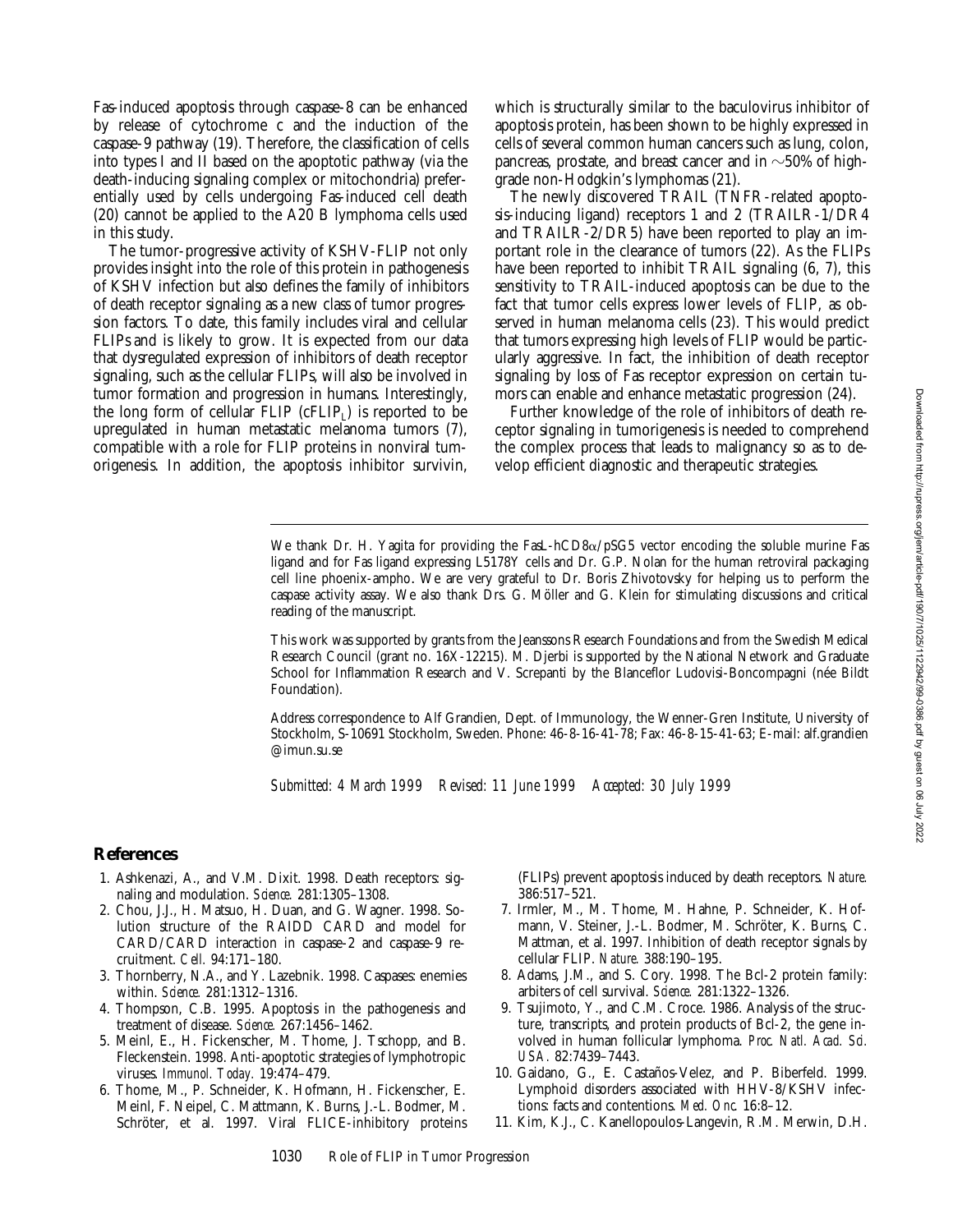Fas-induced apoptosis through caspase-8 can be enhanced by release of cytochrome c and the induction of the caspase-9 pathway (19). Therefore, the classification of cells into types I and II based on the apoptotic pathway (via the death-inducing signaling complex or mitochondria) preferentially used by cells undergoing Fas-induced cell death (20) cannot be applied to the A20 B lymphoma cells used in this study.

The tumor-progressive activity of KSHV-FLIP not only provides insight into the role of this protein in pathogenesis of KSHV infection but also defines the family of inhibitors of death receptor signaling as a new class of tumor progression factors. To date, this family includes viral and cellular FLIPs and is likely to grow. It is expected from our data that dysregulated expression of inhibitors of death receptor signaling, such as the cellular FLIPs, will also be involved in tumor formation and progression in humans. Interestingly, the long form of cellular FLIP ($cFLIP_L$) is reported to be upregulated in human metastatic melanoma tumors (7), compatible with a role for FLIP proteins in nonviral tumorigenesis. In addition, the apoptosis inhibitor survivin, which is structurally similar to the baculovirus inhibitor of apoptosis protein, has been shown to be highly expressed in cells of several common human cancers such as lung, colon, pancreas, prostate, and breast cancer and in ~50% of high-grade non-Hodgkin's lymphomas (21).

The newly discovered TRAIL (TNFR-related apoptosis-inducing ligand) receptors 1 and 2 (TRAILR-1/DR4 and TRAILR-2/DR5) have been reported to play an important role in the clearance of tumors (22). As the FLIPs have been reported to inhibit TRAIL signaling (6, 7), this sensitivity to TRAIL-induced apoptosis can be due to the fact that tumor cells express lower levels of FLIP, as observed in human melanoma cells (23). This would predict that tumors expressing high levels of FLIP would be particularly aggressive. In fact, the inhibition of death receptor signaling by loss of Fas receptor expression on certain tumors can enable and enhance metastatic progression (24).

Further knowledge of the role of inhibitors of death receptor signaling in tumorigenesis is needed to comprehend the complex process that leads to malignancy so as to develop efficient diagnostic and therapeutic strategies.

We thank Dr. H. Yagita for providing the FasL-hCD8α/pSG5 vector encoding the soluble murine Fas ligand and for Fas ligand expressing L5178Y cells and Dr. G.P. Nolan for the human retroviral packaging cell line phoenix-ampho. We are very grateful to Dr. Boris Zhivotovsky for helping us to perform the caspase activity assay. We also thank Drs. G. Möller and G. Klein for stimulating discussions and critical reading of the manuscript.

This work was supported by grants from the Jeanssons Research Foundations and from the Swedish Medical Research Council (grant no. 16X-12215). M. Djerbi is supported by the National Network and Graduate School for Inflammation Research and V. Screpanti by the Blanceflor Ludovisi-Boncompagni (née Bildt Foundation).

Address correspondence to Alf Grandien, Dept. of Immunology, the Wenner-Gren Institute, University of Stockholm, S-10691 Stockholm, Sweden. Phone: 46-8-16-41-78; Fax: 46-8-15-41-63; E-mail: alf.grandien@imun.su.se

*Submitted: 4 March 1999 Revised: 11 June 1999 Accepted: 30 July 1999*

## References

1. Ashkenazi, A., and V.M. Dixit. 1998. Death receptors: signaling and modulation. *Science.* 281:1305–1308.
2. Chou, J.J., H. Matsuo, H. Duan, and G. Wagner. 1998. Solution structure of the RAIDD CARD and model for CARD/CARD interaction in caspase-2 and caspase-9 recruitment. *Cell.* 94:171–180.
3. Thornberry, N.A., and Y. Lazebnik. 1998. Caspases: enemies within. *Science.* 281:1312–1316.
4. Thompson, C.B. 1995. Apoptosis in the pathogenesis and treatment of disease. *Science.* 267:1456–1462.
5. Meinl, E., H. Fickenscher, M. Thome, J. Tschopp, and B. Fleckenstein. 1998. Anti-apoptotic strategies of lymphotropic viruses. *Immunol. Today.* 19:474–479.
6. Thome, M., P. Schneider, K. Hofmann, H. Fickenscher, E. Meinl, F. Neipel, C. Mattmann, K. Burns, J.-L. Bodmer, M. Schröter, et al. 1997. Viral FLICE-inhibitory proteins (FLIPs) prevent apoptosis induced by death receptors. *Nature.* 386:517–521.
7. Irmler, M., M. Thome, M. Hahne, P. Schneider, K. Hofmann, V. Steiner, J.-L. Bodmer, M. Schröter, K. Burns, C. Mattman, et al. 1997. Inhibition of death receptor signals by cellular FLIP. *Nature.* 388:190–195.
8. Adams, J.M., and S. Cory. 1998. The Bcl-2 protein family: arbiters of cell survival. *Science.* 281:1322–1326.
9. Tsujimoto, Y., and C.M. Croce. 1986. Analysis of the structure, transcripts, and protein products of Bcl-2, the gene involved in human follicular lymphoma. *Proc. Natl. Acad. Sci. USA.* 82:7439–7443.
10. Gaidano, G., E. Castaños-Velez, and P. Biberfeld. 1999. Lymphoid disorders associated with HHV-8/KSHV infections: facts and contentions. *Med. Onc.* 16:8–12.
11. Kim, K.J., C. Kanellopoulos-Langevin, R.M. Merwin, D.H.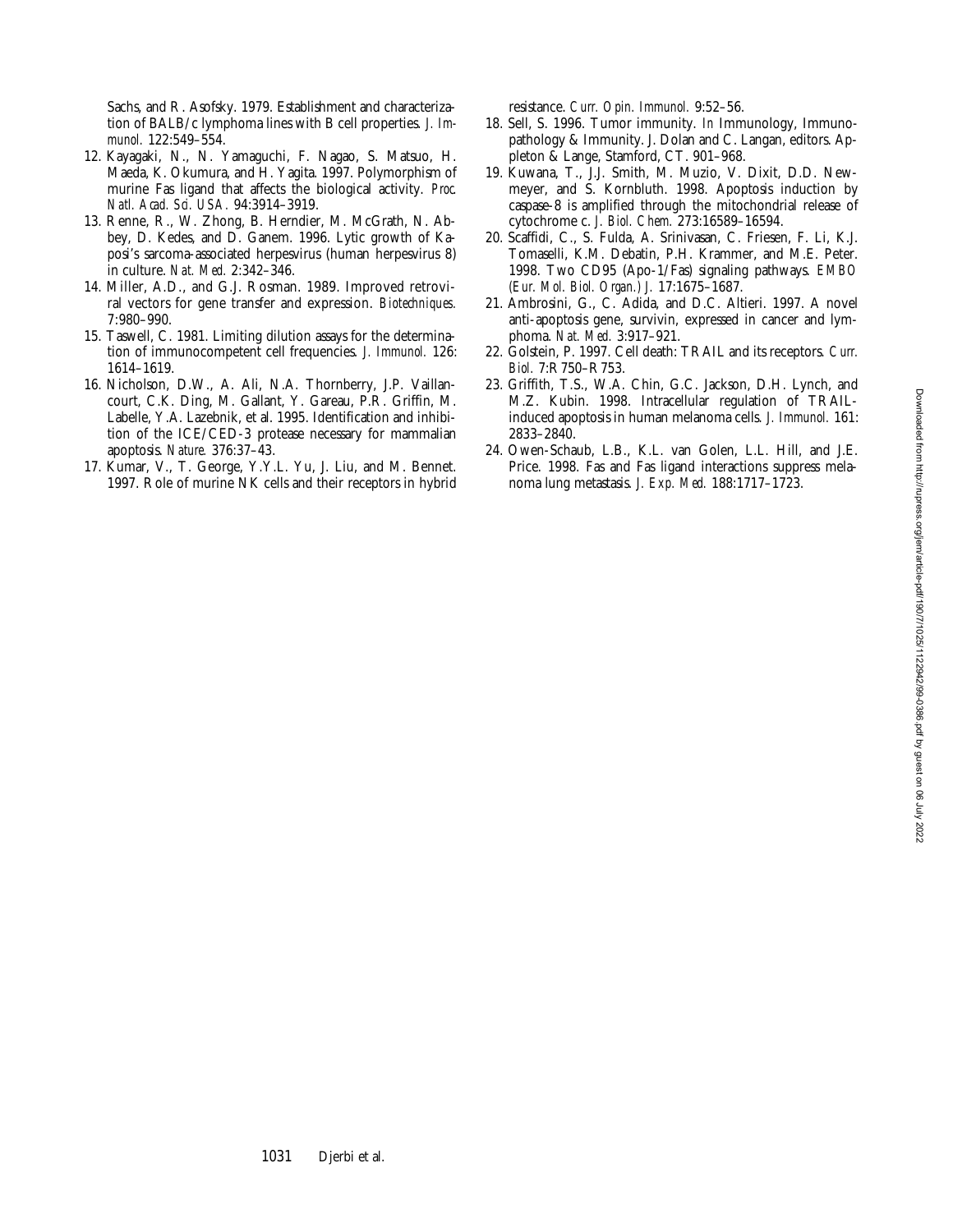Sachs, and R. Asofsky. 1979. Establishment and characterization of BALB/c lymphoma lines with B cell properties. *J. Immunol.* 122:549–554.

12. Kayagaki, N., N. Yamaguchi, F. Nagao, S. Matsuo, H. Maeda, K. Okumura, and H. Yagita. 1997. Polymorphism of murine Fas ligand that affects the biological activity. *Proc. Natl. Acad. Sci. USA.* 94:3914–3919.
13. Renne, R., W. Zhong, B. Herndier, M. McGrath, N. Abbey, D. Kedes, and D. Ganem. 1996. Lytic growth of Kaposi's sarcoma-associated herpesvirus (human herpesvirus 8) in culture. *Nat. Med.* 2:342–346.
14. Miller, A.D., and G.J. Rosman. 1989. Improved retroviral vectors for gene transfer and expression. *Biotechniques.* 7:980–990.
15. Taswell, C. 1981. Limiting dilution assays for the determination of immunocompetent cell frequencies. *J. Immunol.* 126: 1614–1619.
16. Nicholson, D.W., A. Ali, N.A. Thornberry, J.P. Vaillancourt, C.K. Ding, M. Gallant, Y. Gareau, P.R. Griffin, M. Labelle, Y.A. Lazebnik, et al. 1995. Identification and inhibition of the ICE/CED-3 protease necessary for mammalian apoptosis. *Nature.* 376:37–43.
17. Kumar, V., T. George, Y.Y.L. Yu, J. Liu, and M. Bennet. 1997. Role of murine NK cells and their receptors in hybrid resistance. *Curr. Opin. Immunol.* 9:52–56.
18. Sell, S. 1996. Tumor immunity. *In* Immunology, Immunopathology & Immunity. J. Dolan and C. Langan, editors. Appleton & Lange, Stamford, CT. 901–968.
19. Kuwana, T., J.J. Smith, M. Muzio, V. Dixit, D.D. Newmeyer, and S. Kornbluth. 1998. Apoptosis induction by caspase-8 is amplified through the mitochondrial release of cytochrome c. *J. Biol. Chem.* 273:16589–16594.
20. Scaffidi, C., S. Fulda, A. Srinivasan, C. Friesen, F. Li, K.J. Tomaselli, K.M. Debatin, P.H. Krammer, and M.E. Peter. 1998. Two CD95 (Apo-1/Fas) signaling pathways. *EMBO (Eur. Mol. Biol. Organ.) J.* 17:1675–1687.
21. Ambrosini, G., C. Adida, and D.C. Altieri. 1997. A novel anti-apoptosis gene, survivin, expressed in cancer and lymphoma. *Nat. Med.* 3:917–921.
22. Golstein, P. 1997. Cell death: TRAIL and its receptors. *Curr. Biol.* 7:R750–R753.
23. Griffith, T.S., W.A. Chin, G.C. Jackson, D.H. Lynch, and M.Z. Kubin. 1998. Intracellular regulation of TRAIL-induced apoptosis in human melanoma cells. *J. Immunol.* 161: 2833–2840.
24. Owen-Schaub, L.B., K.L. van Golen, L.L. Hill, and J.E. Price. 1998. Fas and Fas ligand interactions suppress melanoma lung metastasis. *J. Exp. Med.* 188:1717–1723.